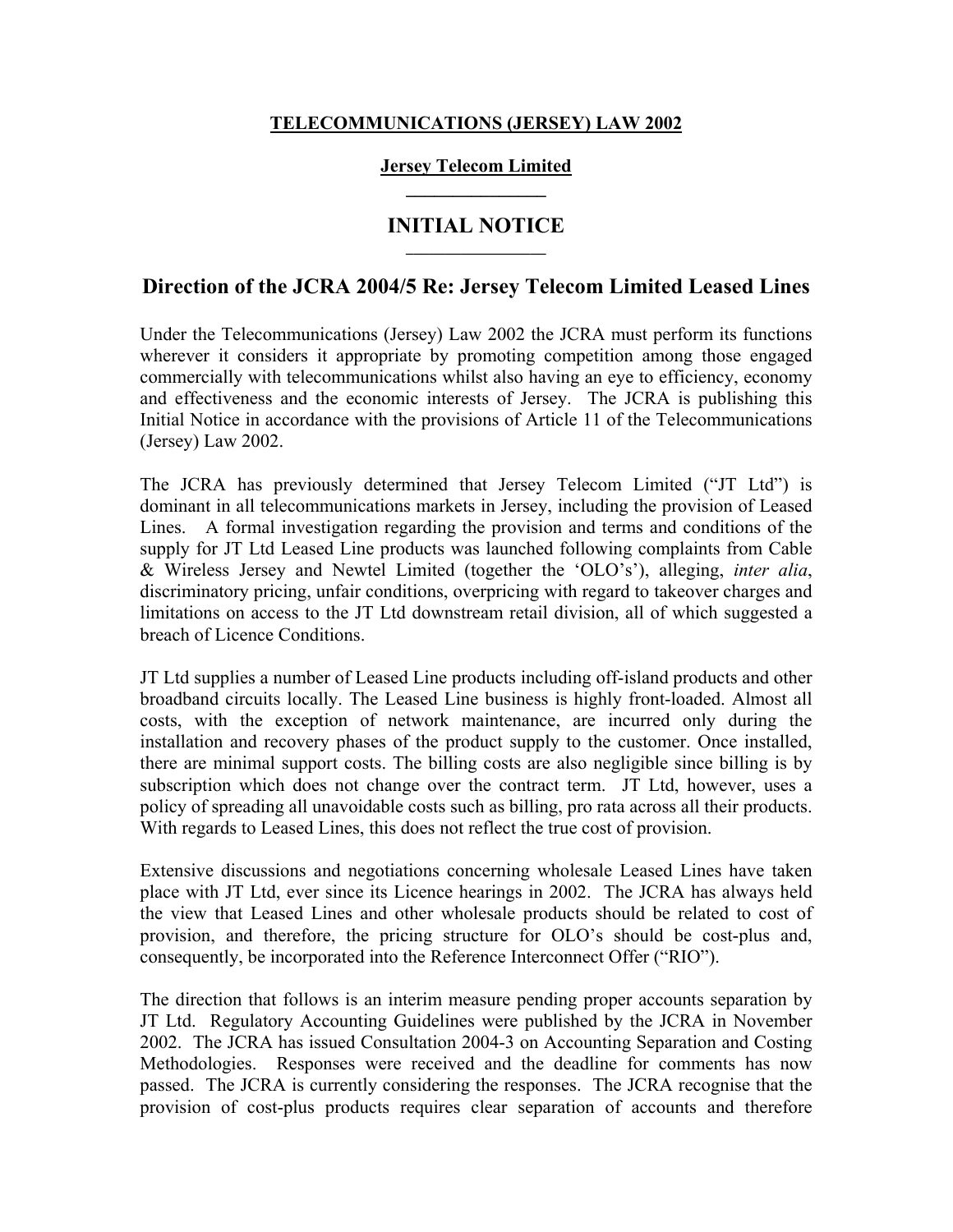**TELECOMMUNICATIONS (JERSEY) LAW 2002**

**Jersey Telecom Limited**

# INITIAL NOTICE

## Direction of the JCRA 2004/5 Re: Jersey Telecom Limited Leased Lines

Under the Telecommunications (Jersey) Law 2002 the JCRA must perform its functions wherever it considers it appropriate by promoting competition among those engaged commercially with telecommunications whilst also having an eye to efficiency, economy and effectiveness and the economic interests of Jersey. The JCRA is publishing this Initial Notice in accordance with the provisions of Article 11 of the Telecommunications (Jersey) Law 2002.

The JCRA has previously determined that Jersey Telecom Limited ("JT Ltd") is dominant in all telecommunications markets in Jersey, including the provision of Leased Lines. A formal investigation regarding the provision and terms and conditions of the supply for JT Ltd Leased Line products was launched following complaints from Cable & Wireless Jersey and Newtel Limited (together the 'OLO's'), alleging, *inter alia*, discriminatory pricing, unfair conditions, overpricing with regard to takeover charges and limitations on access to the JT Ltd downstream retail division, all of which suggested a breach of Licence Conditions.

JT Ltd supplies a number of Leased Line products including off-island products and other broadband circuits locally. The Leased Line business is highly front-loaded. Almost all costs, with the exception of network maintenance, are incurred only during the installation and recovery phases of the product supply to the customer. Once installed, there are minimal support costs. The billing costs are also negligible since billing is by subscription which does not change over the contract term. JT Ltd, however, uses a policy of spreading all unavoidable costs such as billing, pro rata across all their products. With regards to Leased Lines, this does not reflect the true cost of provision.

Extensive discussions and negotiations concerning wholesale Leased Lines have taken place with JT Ltd, ever since its Licence hearings in 2002. The JCRA has always held the view that Leased Lines and other wholesale products should be related to cost of provision, and therefore, the pricing structure for OLO's should be cost-plus and, consequently, be incorporated into the Reference Interconnect Offer ("RIO").

The direction that follows is an interim measure pending proper accounts separation by JT Ltd. Regulatory Accounting Guidelines were published by the JCRA in November 2002. The JCRA has issued Consultation 2004-3 on Accounting Separation and Costing Methodologies. Responses were received and the deadline for comments has now passed. The JCRA is currently considering the responses. The JCRA recognise that the provision of cost-plus products requires clear separation of accounts and therefore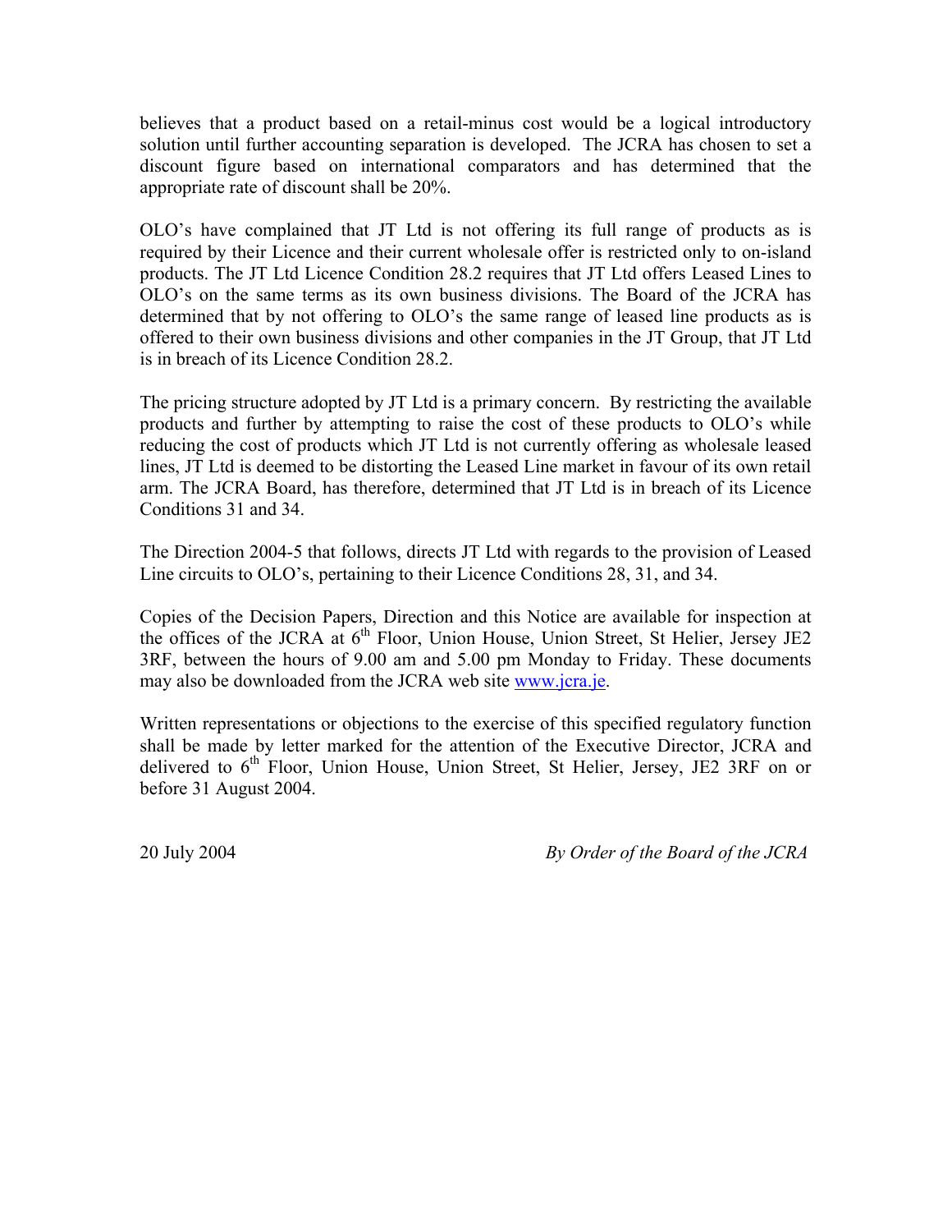believes that a product based on a retail-minus cost would be a logical introductory solution until further accounting separation is developed. The JCRA has chosen to set a discount figure based on international comparators and has determined that the appropriate rate of discount shall be 20%.

OLO's have complained that JT Ltd is not offering its full range of products as is required by their Licence and their current wholesale offer is restricted only to on-island products. The JT Ltd Licence Condition 28.2 requires that JT Ltd offers Leased Lines to OLO's on the same terms as its own business divisions. The Board of the JCRA has determined that by not offering to OLO's the same range of leased line products as is offered to their own business divisions and other companies in the JT Group, that JT Ltd is in breach of its Licence Condition 28.2.

The pricing structure adopted by JT Ltd is a primary concern. By restricting the available products and further by attempting to raise the cost of these products to OLO's while reducing the cost of products which JT Ltd is not currently offering as wholesale leased lines, JT Ltd is deemed to be distorting the Leased Line market in favour of its own retail arm. The JCRA Board, has therefore, determined that JT Ltd is in breach of its Licence Conditions 31 and 34.

The Direction 2004-5 that follows, directs JT Ltd with regards to the provision of Leased Line circuits to OLO's, pertaining to their Licence Conditions 28, 31, and 34.

Copies of the Decision Papers, Direction and this Notice are available for inspection at the offices of the JCRA at 6th Floor, Union House, Union Street, St Helier, Jersey JE2 3RF, between the hours of 9.00 am and 5.00 pm Monday to Friday. These documents may also be downloaded from the JCRA web site [www.jcra.je](http://www.jcra.je).

Written representations or objections to the exercise of this specified regulatory function shall be made by letter marked for the attention of the Executive Director, JCRA and delivered to 6th Floor, Union House, Union Street, St Helier, Jersey, JE2 3RF on or before 31 August 2004.

20 July 2004 *By Order of the Board of the JCRA*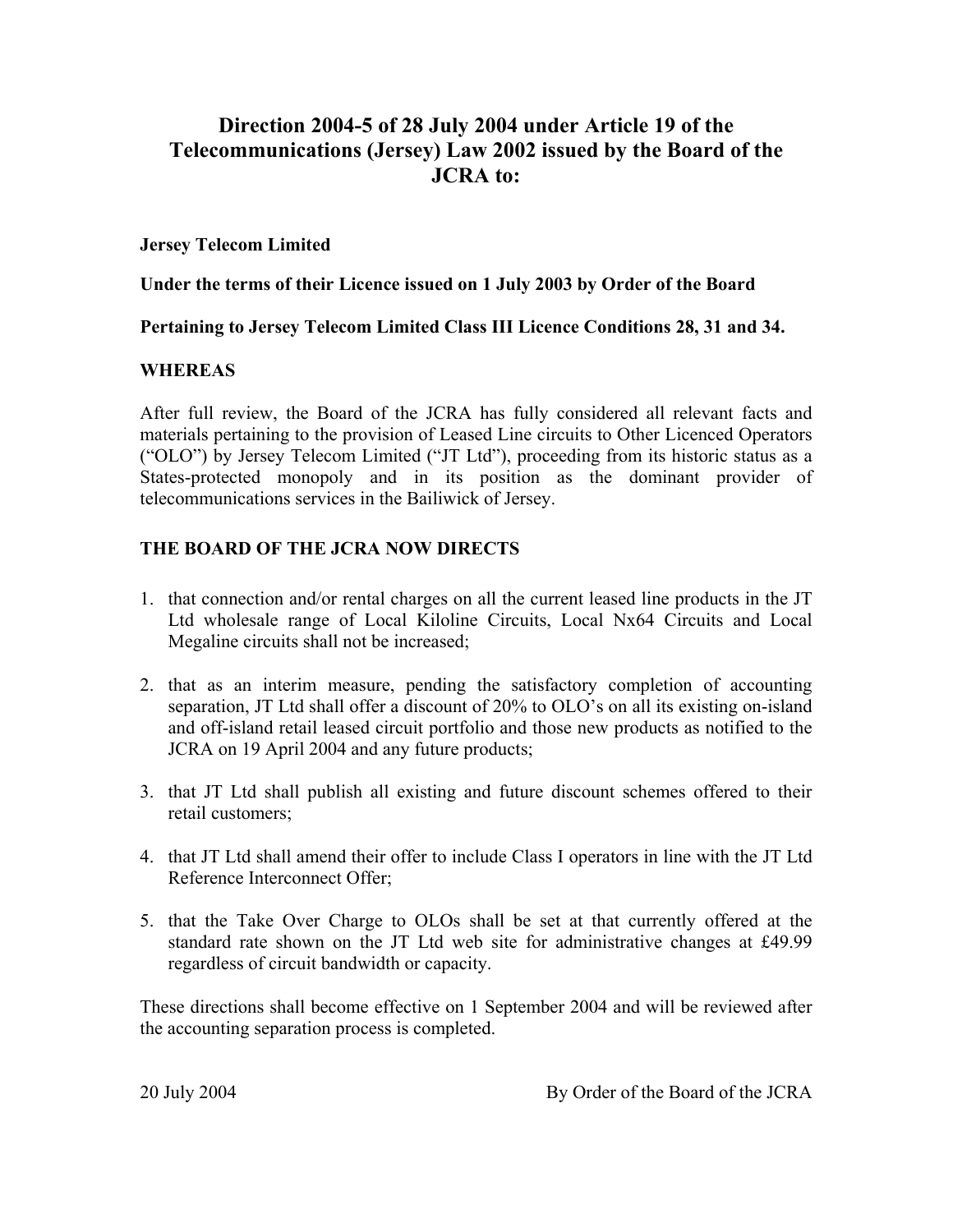# Direction 2004-5 of 28 July 2004 under Article 19 of the Telecommunications (Jersey) Law 2002 issued by the Board of the JCRA to:

**Jersey Telecom Limited**

**Under the terms of their Licence issued on 1 July 2003 by Order of the Board**

**Pertaining to Jersey Telecom Limited Class III Licence Conditions 28, 31 and 34.**

**WHEREAS**

After full review, the Board of the JCRA has fully considered all relevant facts and materials pertaining to the provision of Leased Line circuits to Other Licenced Operators ("OLO") by Jersey Telecom Limited ("JT Ltd"), proceeding from its historic status as a States-protected monopoly and in its position as the dominant provider of telecommunications services in the Bailiwick of Jersey.

**THE BOARD OF THE JCRA NOW DIRECTS**

1. that connection and/or rental charges on all the current leased line products in the JT Ltd wholesale range of Local Kiloline Circuits, Local Nx64 Circuits and Local Megaline circuits shall not be increased;
2. that as an interim measure, pending the satisfactory completion of accounting separation, JT Ltd shall offer a discount of 20% to OLO's on all its existing on-island and off-island retail leased circuit portfolio and those new products as notified to the JCRA on 19 April 2004 and any future products;
3. that JT Ltd shall publish all existing and future discount schemes offered to their retail customers;
4. that JT Ltd shall amend their offer to include Class I operators in line with the JT Ltd Reference Interconnect Offer;
5. that the Take Over Charge to OLOs shall be set at that currently offered at the standard rate shown on the JT Ltd web site for administrative changes at £49.99 regardless of circuit bandwidth or capacity.

These directions shall become effective on 1 September 2004 and will be reviewed after the accounting separation process is completed.

20 July 2004 By Order of the Board of the JCRA